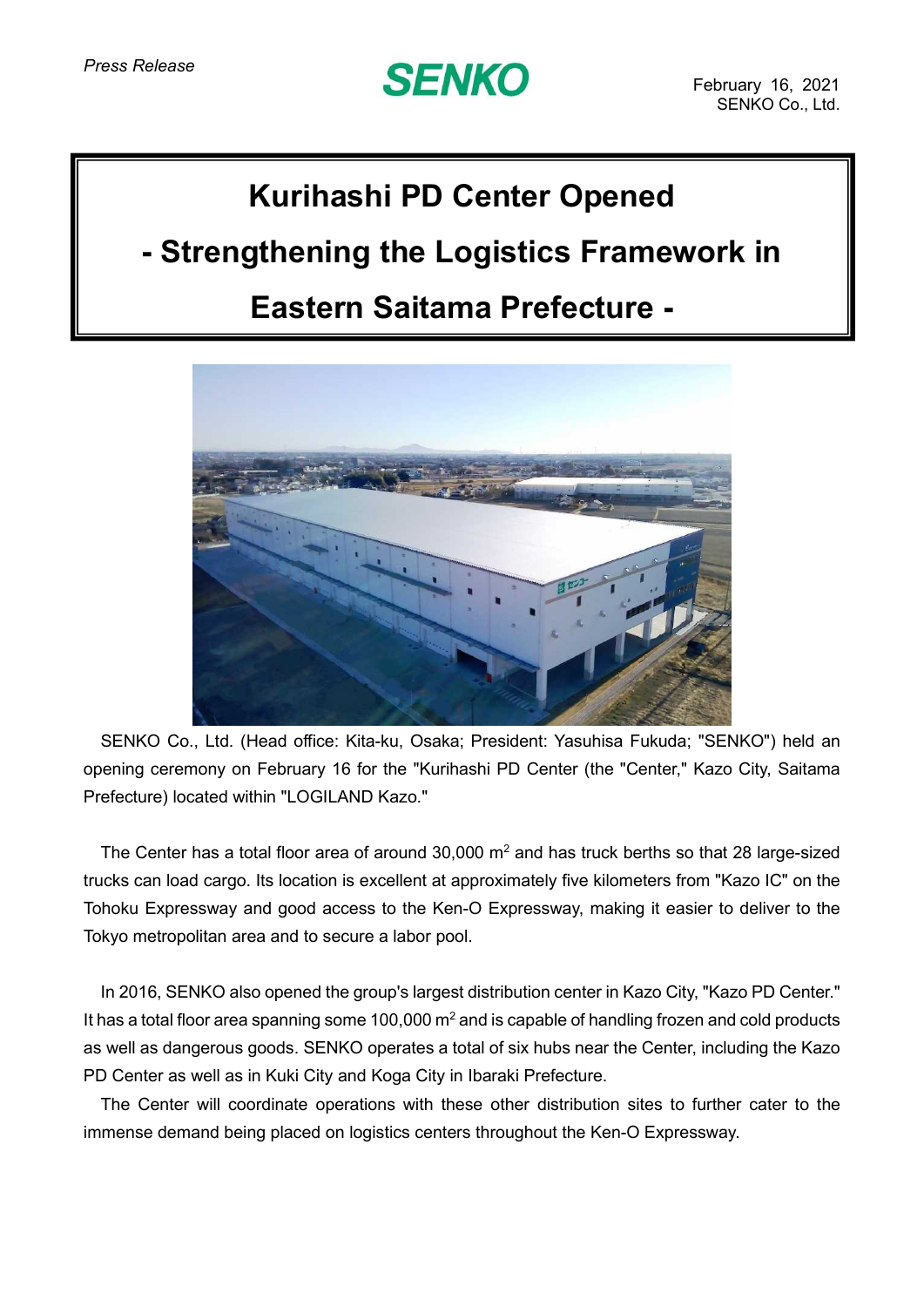*Press Release*

**SENKO**

February 16, 2021
SENKO Co., Ltd.

# Kurihashi PD Center Opened

# - Strengthening the Logistics Framework in Eastern Saitama Prefecture -

SENKO Co., Ltd. (Head office: Kita-ku, Osaka; President: Yasuhisa Fukuda; "SENKO") held an opening ceremony on February 16 for the "Kurihashi PD Center (the "Center," Kazo City, Saitama Prefecture) located within "LOGILAND Kazo."

The Center has a total floor area of around 30,000 m$^2$ and has truck berths so that 28 large-sized trucks can load cargo. Its location is excellent at approximately five kilometers from "Kazo IC" on the Tohoku Expressway and good access to the Ken-O Expressway, making it easier to deliver to the Tokyo metropolitan area and to secure a labor pool.

In 2016, SENKO also opened the group's largest distribution center in Kazo City, "Kazo PD Center." It has a total floor area spanning some 100,000 m$^2$ and is capable of handling frozen and cold products as well as dangerous goods. SENKO operates a total of six hubs near the Center, including the Kazo PD Center as well as in Kuki City and Koga City in Ibaraki Prefecture.

The Center will coordinate operations with these other distribution sites to further cater to the immense demand being placed on logistics centers throughout the Ken-O Expressway.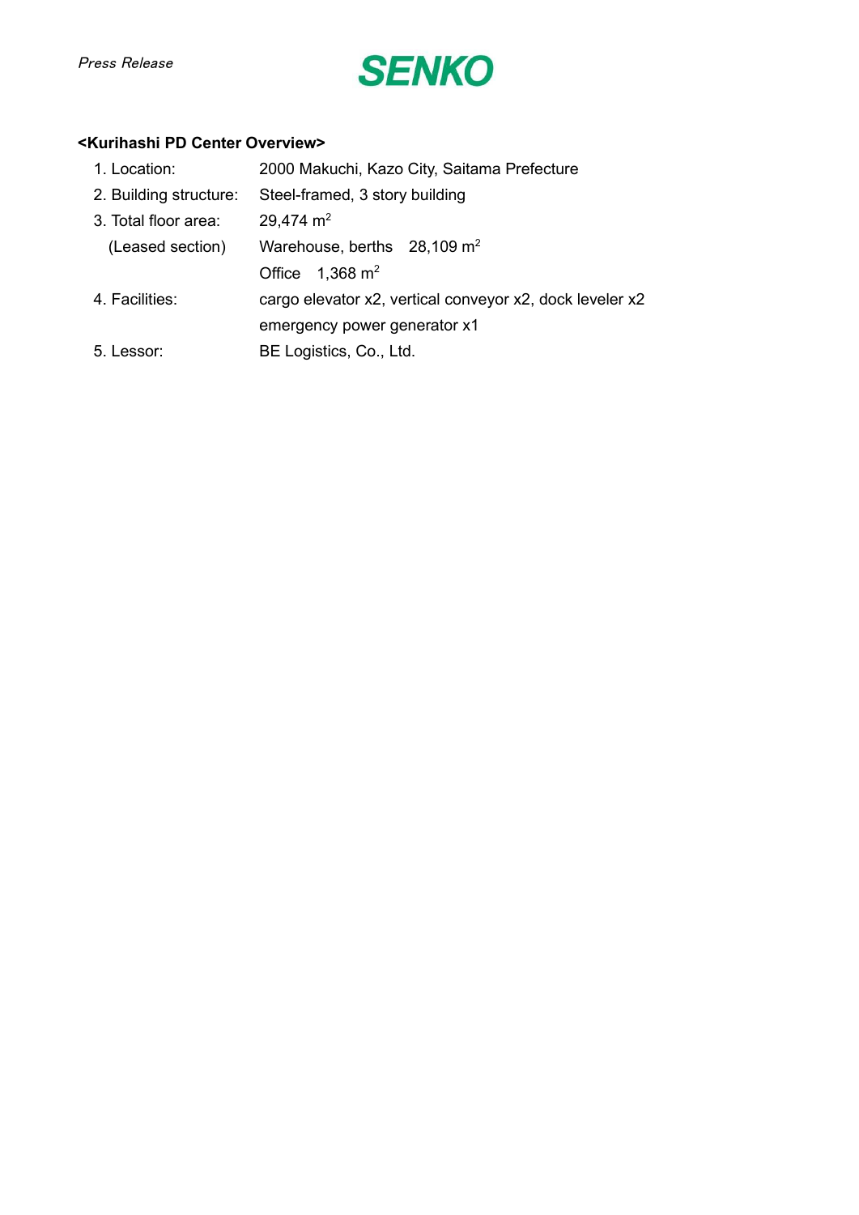*Press Release*

**SENKO**

**<Kurihashi PD Center Overview>**

| | |
|---|---|
| 1. Location: | 2000 Makuchi, Kazo City, Saitama Prefecture |
| 2. Building structure: | Steel-framed, 3 story building |
| 3. Total floor area: | 29,474 $m^2$ |
| (Leased section) | Warehouse, berths 28,109 $m^2$ |
| | Office 1,368 $m^2$ |
| 4. Facilities: | cargo elevator x2, vertical conveyor x2, dock leveler x2 |
| | emergency power generator x1 |
| 5. Lessor: | BE Logistics, Co., Ltd. |